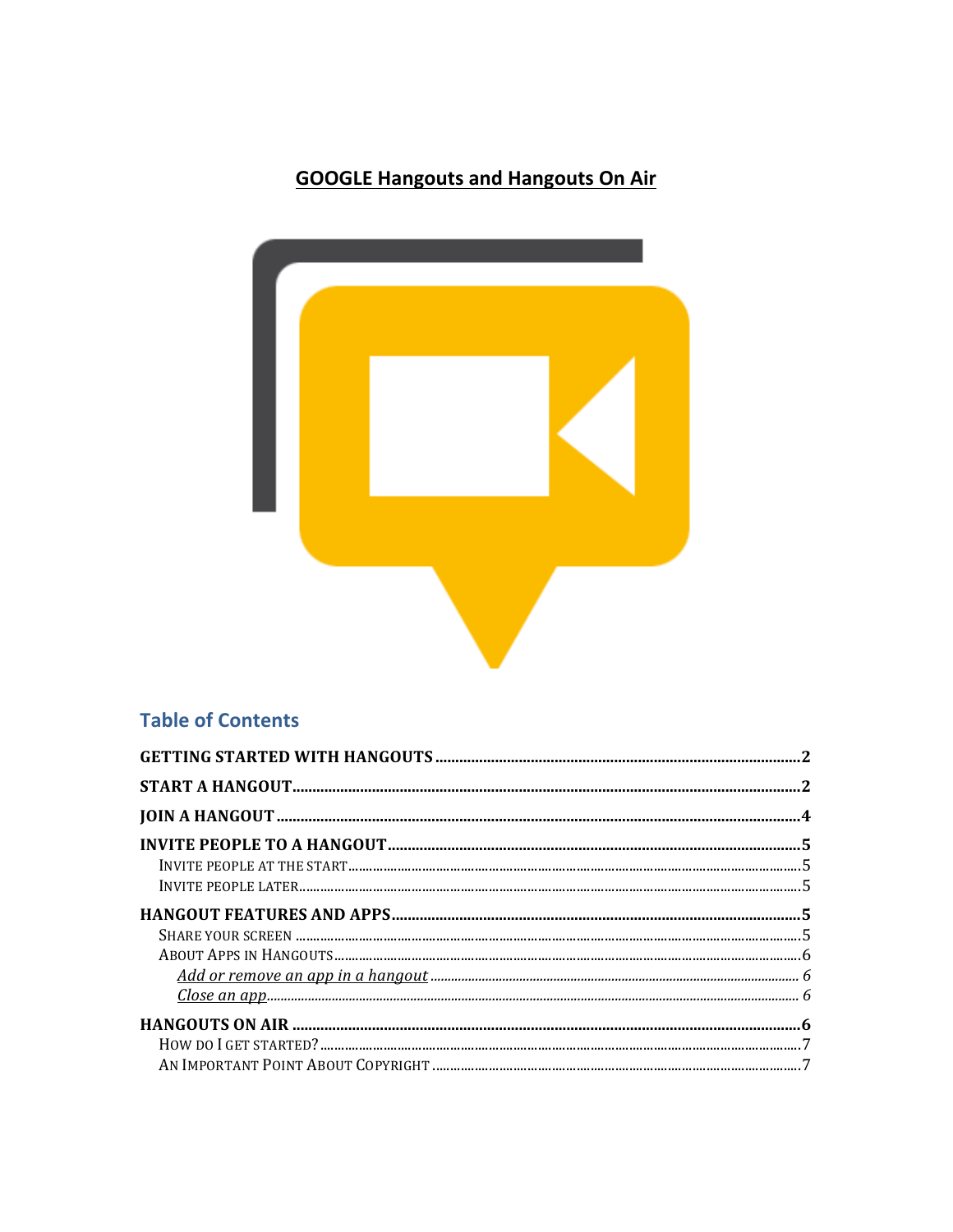# GOOGLE Hangouts and Hangouts On Air

## Table of Contents

**GETTING STARTED WITH HANGOUTS** ........ 2

**START A HANGOUT** ........ 2

**JOIN A HANGOUT** ........ 4

**INVITE PEOPLE TO A HANGOUT** ........ 5

- INVITE PEOPLE AT THE START ........ 5
- INVITE PEOPLE LATER ........ 5

**HANGOUT FEATURES AND APPS** ........ 5

- SHARE YOUR SCREEN ........ 5
- ABOUT APPS IN HANGOUTS ........ 6
  - *Add or remove an app in a hangout* ........ 6
  - *Close an app* ........ 6

**HANGOUTS ON AIR** ........ 6

- HOW DO I GET STARTED? ........ 7
- AN IMPORTANT POINT ABOUT COPYRIGHT ........ 7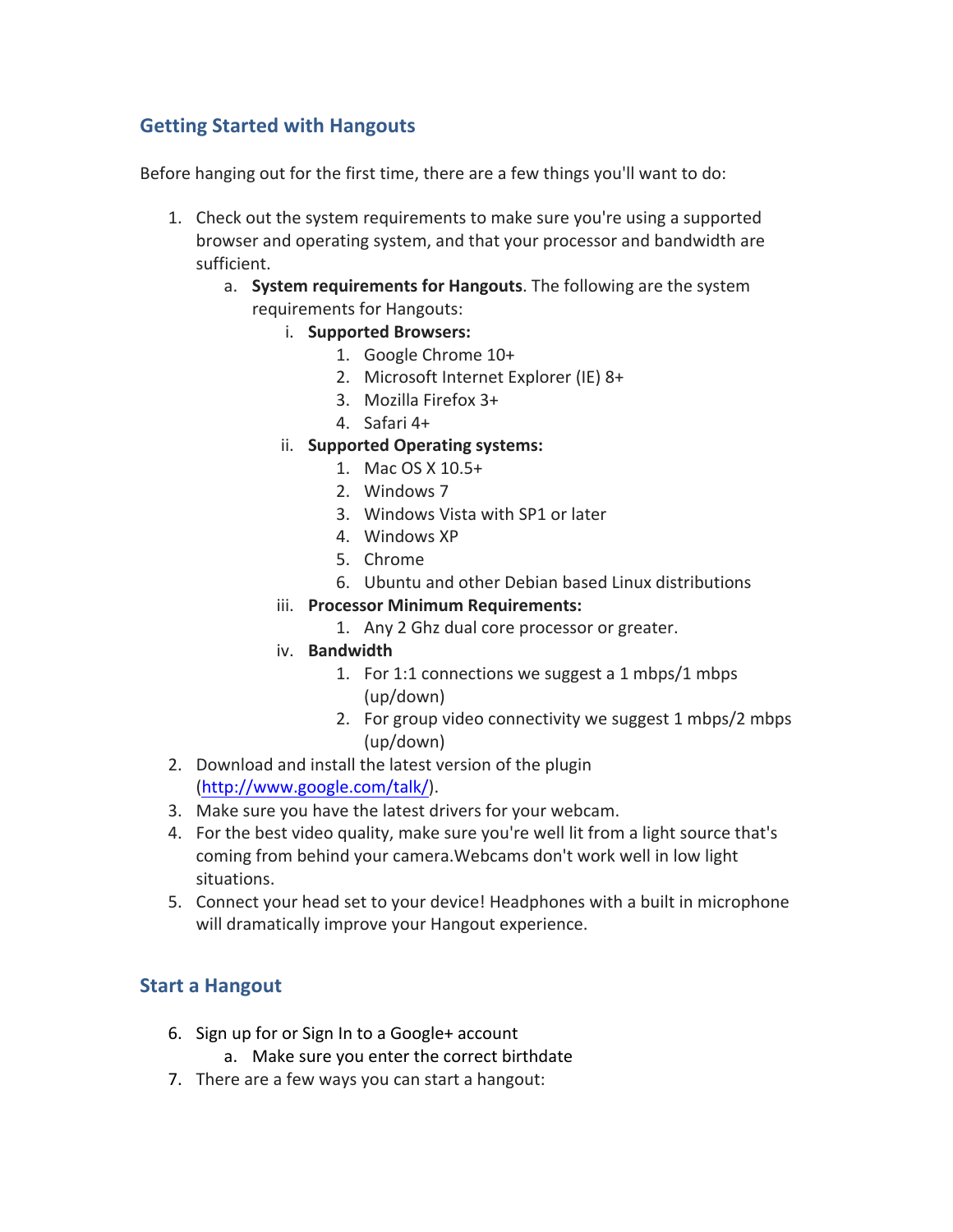## Getting Started with Hangouts

Before hanging out for the first time, there are a few things you'll want to do:

1. Check out the system requirements to make sure you're using a supported browser and operating system, and that your processor and bandwidth are sufficient.
   a. **System requirements for Hangouts**. The following are the system requirements for Hangouts:
      i. **Supported Browsers:**
         1. Google Chrome 10+
         2. Microsoft Internet Explorer (IE) 8+
         3. Mozilla Firefox 3+
         4. Safari 4+
      ii. **Supported Operating systems:**
         1. Mac OS X 10.5+
         2. Windows 7
         3. Windows Vista with SP1 or later
         4. Windows XP
         5. Chrome
         6. Ubuntu and other Debian based Linux distributions
      iii. **Processor Minimum Requirements:**
         1. Any 2 Ghz dual core processor or greater.
      iv. **Bandwidth**
         1. For 1:1 connections we suggest a 1 mbps/1 mbps (up/down)
         2. For group video connectivity we suggest 1 mbps/2 mbps (up/down)
2. Download and install the latest version of the plugin (http://www.google.com/talk/).
3. Make sure you have the latest drivers for your webcam.
4. For the best video quality, make sure you're well lit from a light source that's coming from behind your camera.Webcams don't work well in low light situations.
5. Connect your head set to your device! Headphones with a built in microphone will dramatically improve your Hangout experience.

## Start a Hangout

6. Sign up for or Sign In to a Google+ account
   a. Make sure you enter the correct birthdate
7. There are a few ways you can start a hangout: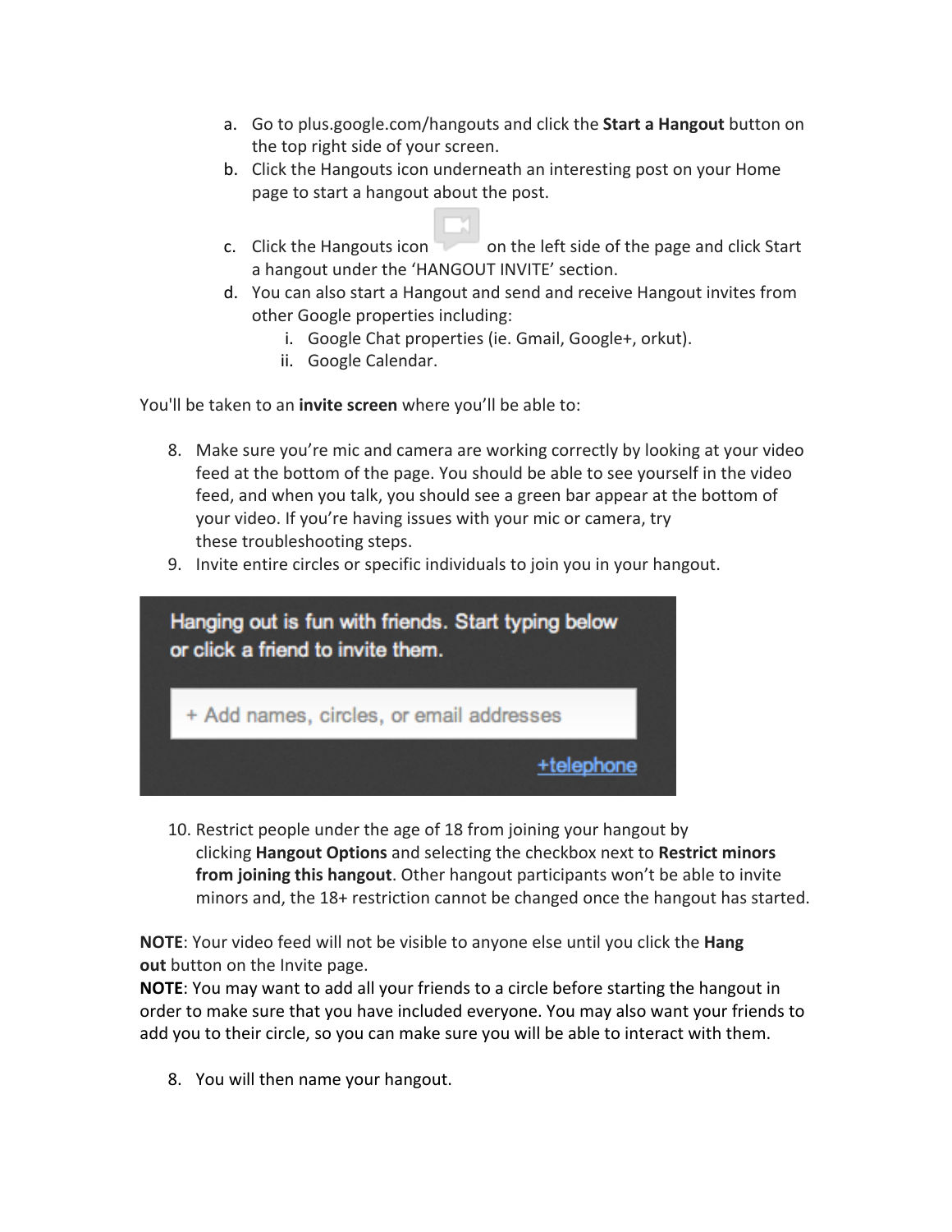a. Go to plus.google.com/hangouts and click the **Start a Hangout** button on the top right side of your screen.
b. Click the Hangouts icon underneath an interesting post on your Home page to start a hangout about the post.
c. Click the Hangouts icon on the left side of the page and click Start a hangout under the 'HANGOUT INVITE' section.
d. You can also start a Hangout and send and receive Hangout invites from other Google properties including:
    i. Google Chat properties (ie. Gmail, Google+, orkut).
    ii. Google Calendar.

You'll be taken to an **invite screen** where you'll be able to:

8. Make sure you're mic and camera are working correctly by looking at your video feed at the bottom of the page. You should be able to see yourself in the video feed, and when you talk, you should see a green bar appear at the bottom of your video. If you're having issues with your mic or camera, try these troubleshooting steps.
9. Invite entire circles or specific individuals to join you in your hangout.

Hanging out is fun with friends. Start typing below or click a friend to invite them.

+ Add names, circles, or email addresses

+telephone

10. Restrict people under the age of 18 from joining your hangout by clicking **Hangout Options** and selecting the checkbox next to **Restrict minors from joining this hangout**. Other hangout participants won't be able to invite minors and, the 18+ restriction cannot be changed once the hangout has started.

**NOTE**: Your video feed will not be visible to anyone else until you click the **Hang out** button on the Invite page.
**NOTE**: You may want to add all your friends to a circle before starting the hangout in order to make sure that you have included everyone. You may also want your friends to add you to their circle, so you can make sure you will be able to interact with them.

8. You will then name your hangout.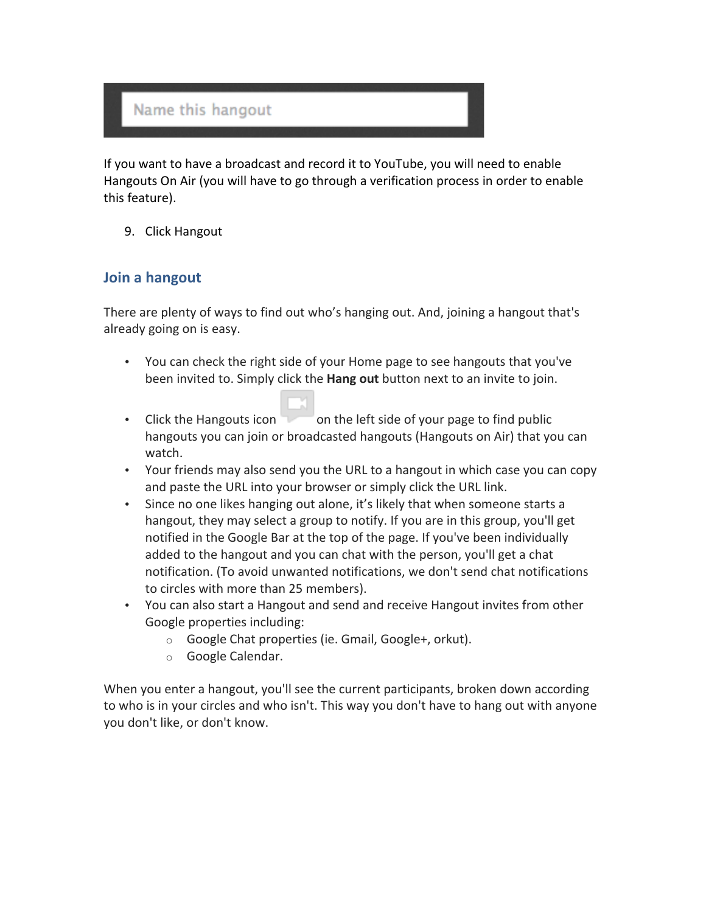Name this hangout

If you want to have a broadcast and record it to YouTube, you will need to enable Hangouts On Air (you will have to go through a verification process in order to enable this feature).

9. Click Hangout

## Join a hangout

There are plenty of ways to find out who's hanging out. And, joining a hangout that's already going on is easy.

- You can check the right side of your Home page to see hangouts that you've been invited to. Simply click the **Hang out** button next to an invite to join.
- Click the Hangouts icon on the left side of your page to find public hangouts you can join or broadcasted hangouts (Hangouts on Air) that you can watch.
- Your friends may also send you the URL to a hangout in which case you can copy and paste the URL into your browser or simply click the URL link.
- Since no one likes hanging out alone, it's likely that when someone starts a hangout, they may select a group to notify. If you are in this group, you'll get notified in the Google Bar at the top of the page. If you've been individually added to the hangout and you can chat with the person, you'll get a chat notification. (To avoid unwanted notifications, we don't send chat notifications to circles with more than 25 members).
- You can also start a Hangout and send and receive Hangout invites from other Google properties including:
    - Google Chat properties (ie. Gmail, Google+, orkut).
    - Google Calendar.

When you enter a hangout, you'll see the current participants, broken down according to who is in your circles and who isn't. This way you don't have to hang out with anyone you don't like, or don't know.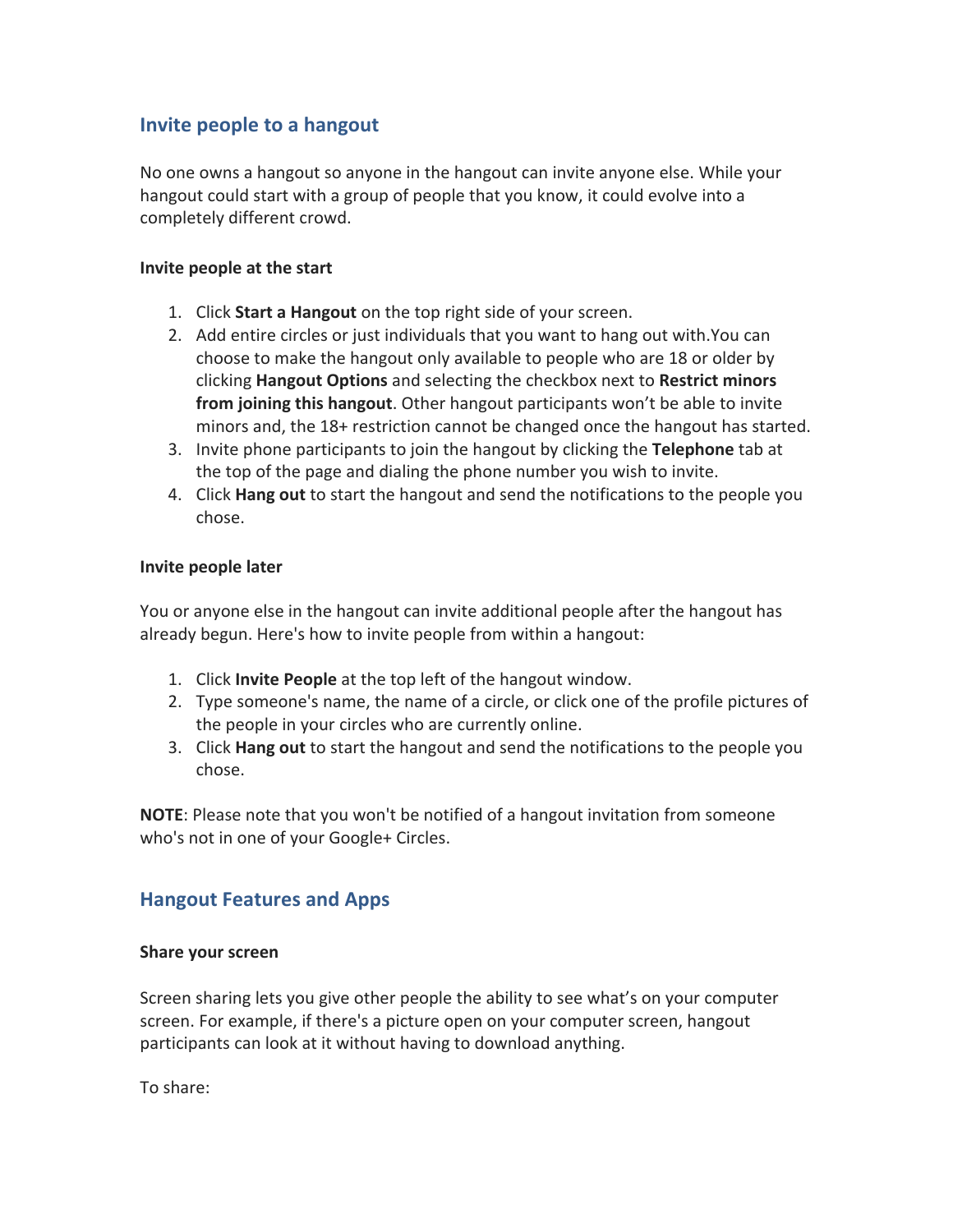## Invite people to a hangout

No one owns a hangout so anyone in the hangout can invite anyone else. While your hangout could start with a group of people that you know, it could evolve into a completely different crowd.

**Invite people at the start**

1. Click **Start a Hangout** on the top right side of your screen.
2. Add entire circles or just individuals that you want to hang out with.You can choose to make the hangout only available to people who are 18 or older by clicking **Hangout Options** and selecting the checkbox next to **Restrict minors from joining this hangout**. Other hangout participants won't be able to invite minors and, the 18+ restriction cannot be changed once the hangout has started.
3. Invite phone participants to join the hangout by clicking the **Telephone** tab at the top of the page and dialing the phone number you wish to invite.
4. Click **Hang out** to start the hangout and send the notifications to the people you chose.

**Invite people later**

You or anyone else in the hangout can invite additional people after the hangout has already begun. Here's how to invite people from within a hangout:

1. Click **Invite People** at the top left of the hangout window.
2. Type someone's name, the name of a circle, or click one of the profile pictures of the people in your circles who are currently online.
3. Click **Hang out** to start the hangout and send the notifications to the people you chose.

**NOTE**: Please note that you won't be notified of a hangout invitation from someone who's not in one of your Google+ Circles.

## Hangout Features and Apps

**Share your screen**

Screen sharing lets you give other people the ability to see what's on your computer screen. For example, if there's a picture open on your computer screen, hangout participants can look at it without having to download anything.

To share: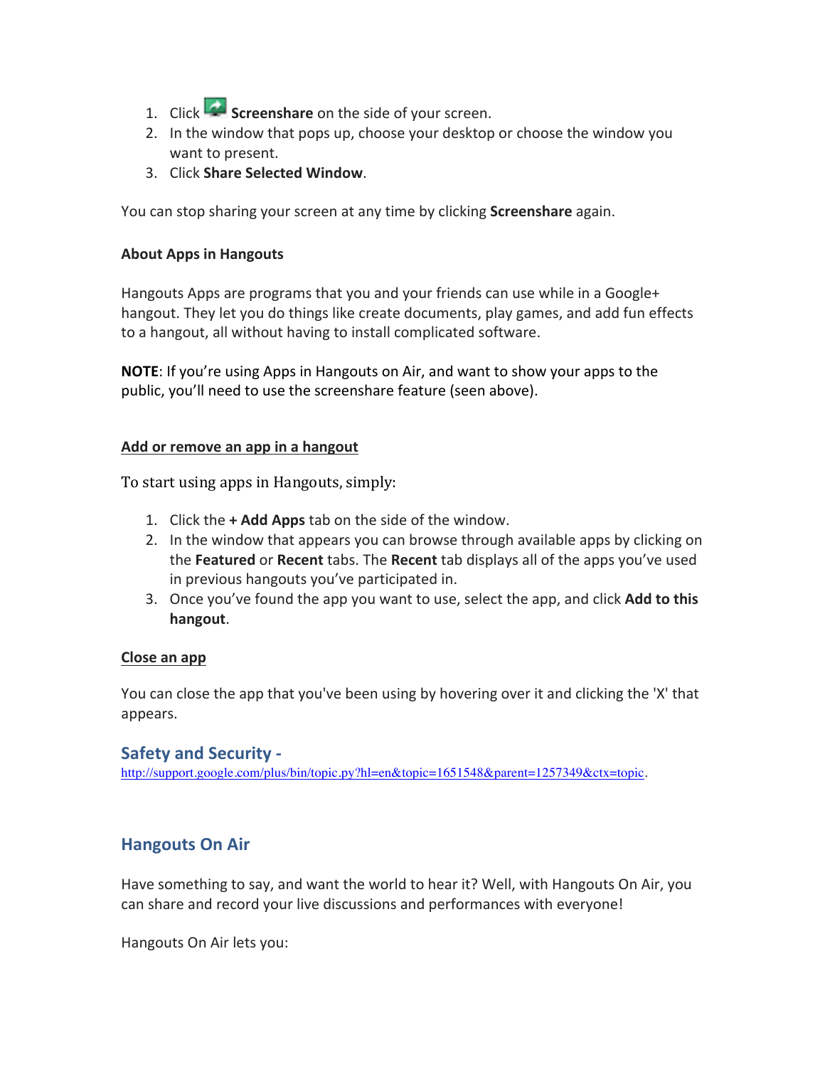1. Click **Screenshare** on the side of your screen.
2. In the window that pops up, choose your desktop or choose the window you want to present.
3. Click **Share Selected Window**.

You can stop sharing your screen at any time by clicking **Screenshare** again.

**About Apps in Hangouts**

Hangouts Apps are programs that you and your friends can use while in a Google+ hangout. They let you do things like create documents, play games, and add fun effects to a hangout, all without having to install complicated software.

**NOTE**: If you're using Apps in Hangouts on Air, and want to show your apps to the public, you'll need to use the screenshare feature (seen above).

**Add or remove an app in a hangout**

To start using apps in Hangouts, simply:

1. Click the **+ Add Apps** tab on the side of the window.
2. In the window that appears you can browse through available apps by clicking on the **Featured** or **Recent** tabs. The **Recent** tab displays all of the apps you've used in previous hangouts you've participated in.
3. Once you've found the app you want to use, select the app, and click **Add to this hangout**.

**Close an app**

You can close the app that you've been using by hovering over it and clicking the 'X' that appears.

## Safety and Security -

http://support.google.com/plus/bin/topic.py?hl=en&topic=1651548&parent=1257349&ctx=topic.

## Hangouts On Air

Have something to say, and want the world to hear it? Well, with Hangouts On Air, you can share and record your live discussions and performances with everyone!

Hangouts On Air lets you: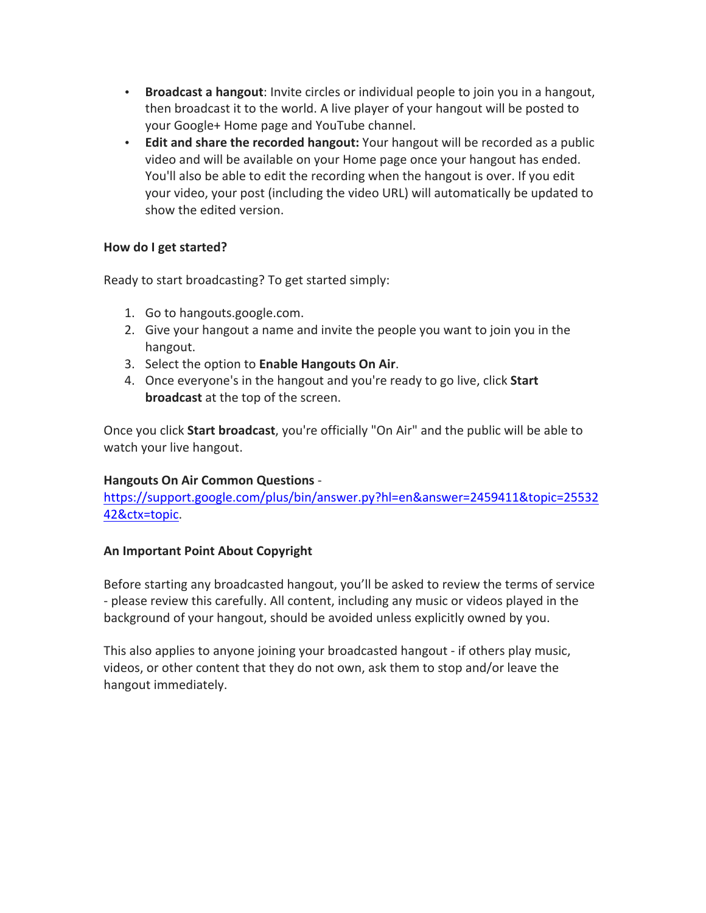- **Broadcast a hangout**: Invite circles or individual people to join you in a hangout, then broadcast it to the world. A live player of your hangout will be posted to your Google+ Home page and YouTube channel.
- **Edit and share the recorded hangout:** Your hangout will be recorded as a public video and will be available on your Home page once your hangout has ended. You'll also be able to edit the recording when the hangout is over. If you edit your video, your post (including the video URL) will automatically be updated to show the edited version.

**How do I get started?**

Ready to start broadcasting? To get started simply:

1. Go to hangouts.google.com.
2. Give your hangout a name and invite the people you want to join you in the hangout.
3. Select the option to **Enable Hangouts On Air**.
4. Once everyone's in the hangout and you're ready to go live, click **Start broadcast** at the top of the screen.

Once you click **Start broadcast**, you're officially "On Air" and the public will be able to watch your live hangout.

**Hangouts On Air Common Questions** - [https://support.google.com/plus/bin/answer.py?hl=en&answer=2459411&topic=2553242&ctx=topic](https://support.google.com/plus/bin/answer.py?hl=en&answer=2459411&topic=2553242&ctx=topic).

**An Important Point About Copyright**

Before starting any broadcasted hangout, you'll be asked to review the terms of service - please review this carefully. All content, including any music or videos played in the background of your hangout, should be avoided unless explicitly owned by you.

This also applies to anyone joining your broadcasted hangout - if others play music, videos, or other content that they do not own, ask them to stop and/or leave the hangout immediately.